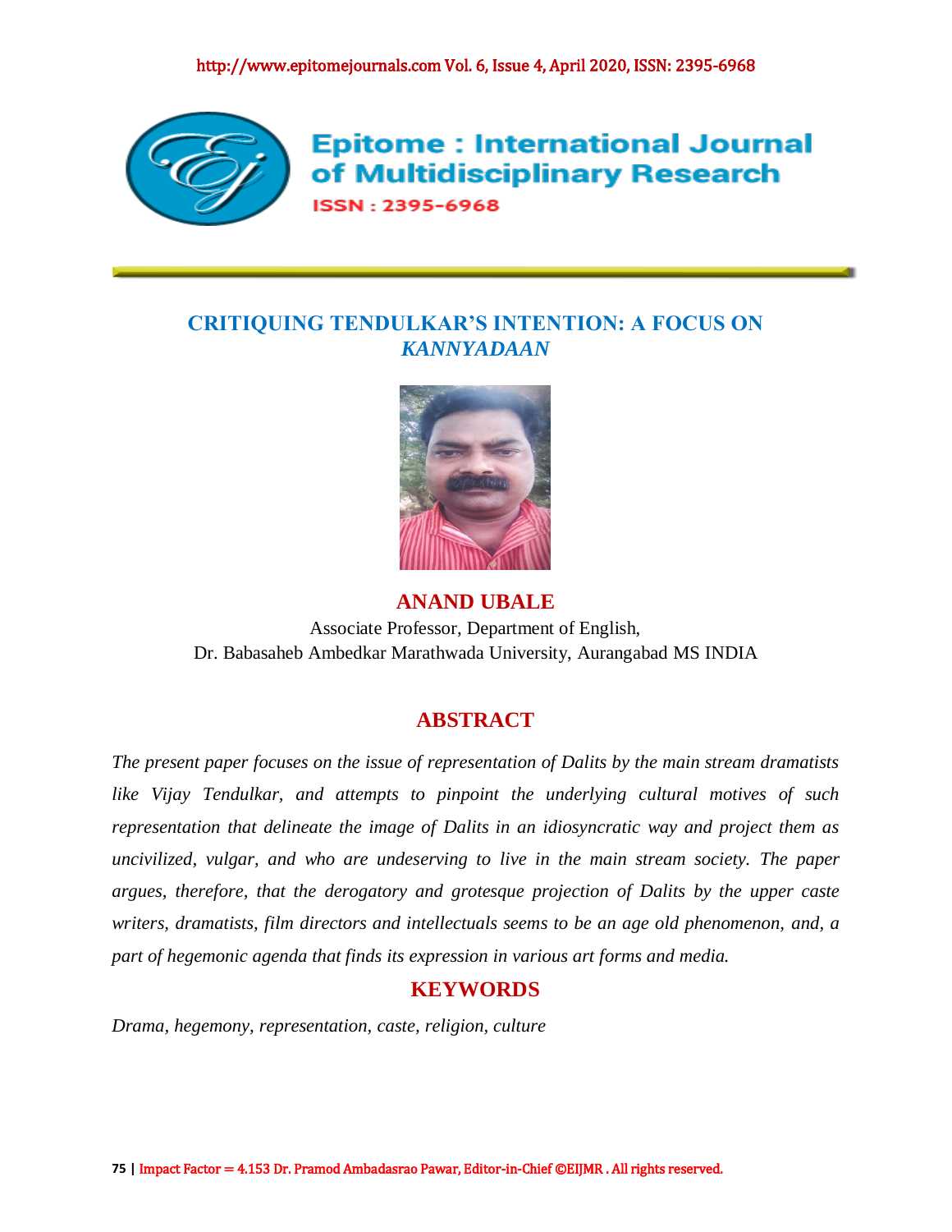# CRITIQUING TENDULKAR'S INTENTION: A FOCUS ON *KANNYADAAN*

**ANAND UBALE**

Associate Professor, Department of English,
Dr. Babasaheb Ambedkar Marathwada University, Aurangabad MS INDIA

## ABSTRACT

*The present paper focuses on the issue of representation of Dalits by the main stream dramatists like Vijay Tendulkar, and attempts to pinpoint the underlying cultural motives of such representation that delineate the image of Dalits in an idiosyncratic way and project them as uncivilized, vulgar, and who are undeserving to live in the main stream society. The paper argues, therefore, that the derogatory and grotesque projection of Dalits by the upper caste writers, dramatists, film directors and intellectuals seems to be an age old phenomenon, and, a part of hegemonic agenda that finds its expression in various art forms and media.*

## KEYWORDS

*Drama, hegemony, representation, caste, religion, culture*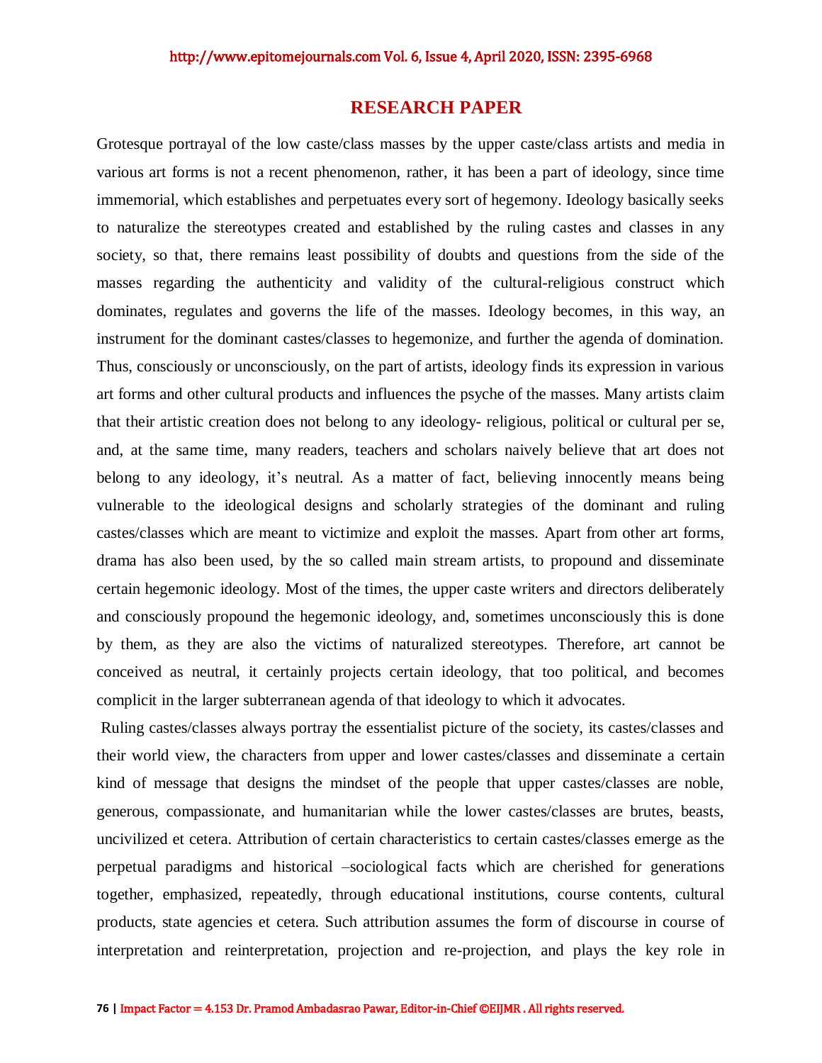## RESEARCH PAPER

Grotesque portrayal of the low caste/class masses by the upper caste/class artists and media in various art forms is not a recent phenomenon, rather, it has been a part of ideology, since time immemorial, which establishes and perpetuates every sort of hegemony. Ideology basically seeks to naturalize the stereotypes created and established by the ruling castes and classes in any society, so that, there remains least possibility of doubts and questions from the side of the masses regarding the authenticity and validity of the cultural-religious construct which dominates, regulates and governs the life of the masses. Ideology becomes, in this way, an instrument for the dominant castes/classes to hegemonize, and further the agenda of domination. Thus, consciously or unconsciously, on the part of artists, ideology finds its expression in various art forms and other cultural products and influences the psyche of the masses. Many artists claim that their artistic creation does not belong to any ideology- religious, political or cultural per se, and, at the same time, many readers, teachers and scholars naively believe that art does not belong to any ideology, it's neutral. As a matter of fact, believing innocently means being vulnerable to the ideological designs and scholarly strategies of the dominant and ruling castes/classes which are meant to victimize and exploit the masses. Apart from other art forms, drama has also been used, by the so called main stream artists, to propound and disseminate certain hegemonic ideology. Most of the times, the upper caste writers and directors deliberately and consciously propound the hegemonic ideology, and, sometimes unconsciously this is done by them, as they are also the victims of naturalized stereotypes. Therefore, art cannot be conceived as neutral, it certainly projects certain ideology, that too political, and becomes complicit in the larger subterranean agenda of that ideology to which it advocates.

Ruling castes/classes always portray the essentialist picture of the society, its castes/classes and their world view, the characters from upper and lower castes/classes and disseminate a certain kind of message that designs the mindset of the people that upper castes/classes are noble, generous, compassionate, and humanitarian while the lower castes/classes are brutes, beasts, uncivilized et cetera. Attribution of certain characteristics to certain castes/classes emerge as the perpetual paradigms and historical –sociological facts which are cherished for generations together, emphasized, repeatedly, through educational institutions, course contents, cultural products, state agencies et cetera. Such attribution assumes the form of discourse in course of interpretation and reinterpretation, projection and re-projection, and plays the key role in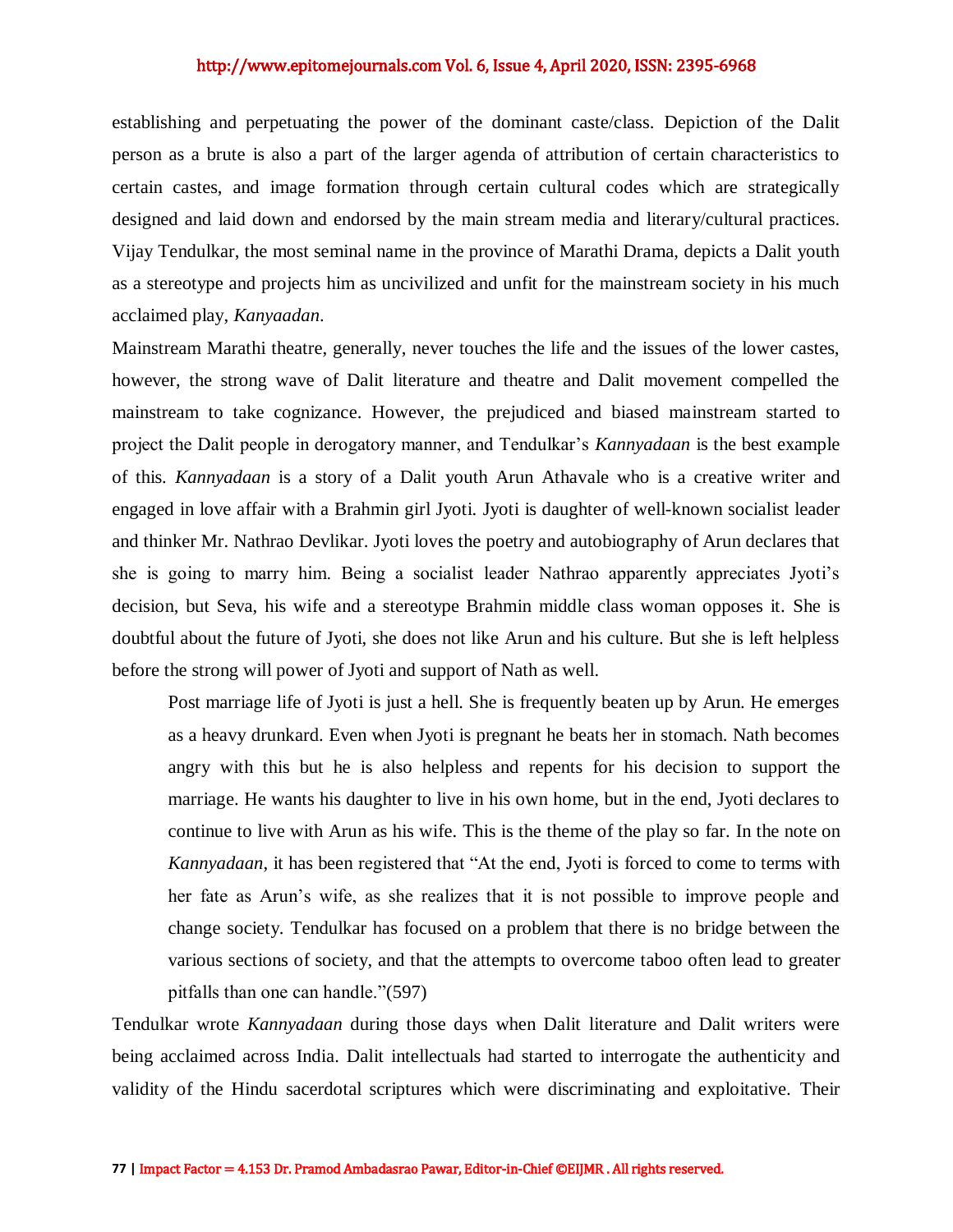establishing and perpetuating the power of the dominant caste/class. Depiction of the Dalit person as a brute is also a part of the larger agenda of attribution of certain characteristics to certain castes, and image formation through certain cultural codes which are strategically designed and laid down and endorsed by the main stream media and literary/cultural practices. Vijay Tendulkar, the most seminal name in the province of Marathi Drama, depicts a Dalit youth as a stereotype and projects him as uncivilized and unfit for the mainstream society in his much acclaimed play, *Kanyaadan*.

Mainstream Marathi theatre, generally, never touches the life and the issues of the lower castes, however, the strong wave of Dalit literature and theatre and Dalit movement compelled the mainstream to take cognizance. However, the prejudiced and biased mainstream started to project the Dalit people in derogatory manner, and Tendulkar's *Kannyadaan* is the best example of this. *Kannyadaan* is a story of a Dalit youth Arun Athavale who is a creative writer and engaged in love affair with a Brahmin girl Jyoti. Jyoti is daughter of well-known socialist leader and thinker Mr. Nathrao Devlikar. Jyoti loves the poetry and autobiography of Arun declares that she is going to marry him. Being a socialist leader Nathrao apparently appreciates Jyoti's decision, but Seva, his wife and a stereotype Brahmin middle class woman opposes it. She is doubtful about the future of Jyoti, she does not like Arun and his culture. But she is left helpless before the strong will power of Jyoti and support of Nath as well.

> Post marriage life of Jyoti is just a hell. She is frequently beaten up by Arun. He emerges as a heavy drunkard. Even when Jyoti is pregnant he beats her in stomach. Nath becomes angry with this but he is also helpless and repents for his decision to support the marriage. He wants his daughter to live in his own home, but in the end, Jyoti declares to continue to live with Arun as his wife. This is the theme of the play so far. In the note on *Kannyadaan*, it has been registered that "At the end, Jyoti is forced to come to terms with her fate as Arun's wife, as she realizes that it is not possible to improve people and change society. Tendulkar has focused on a problem that there is no bridge between the various sections of society, and that the attempts to overcome taboo often lead to greater pitfalls than one can handle."(597)

Tendulkar wrote *Kannyadaan* during those days when Dalit literature and Dalit writers were being acclaimed across India. Dalit intellectuals had started to interrogate the authenticity and validity of the Hindu sacerdotal scriptures which were discriminating and exploitative. Their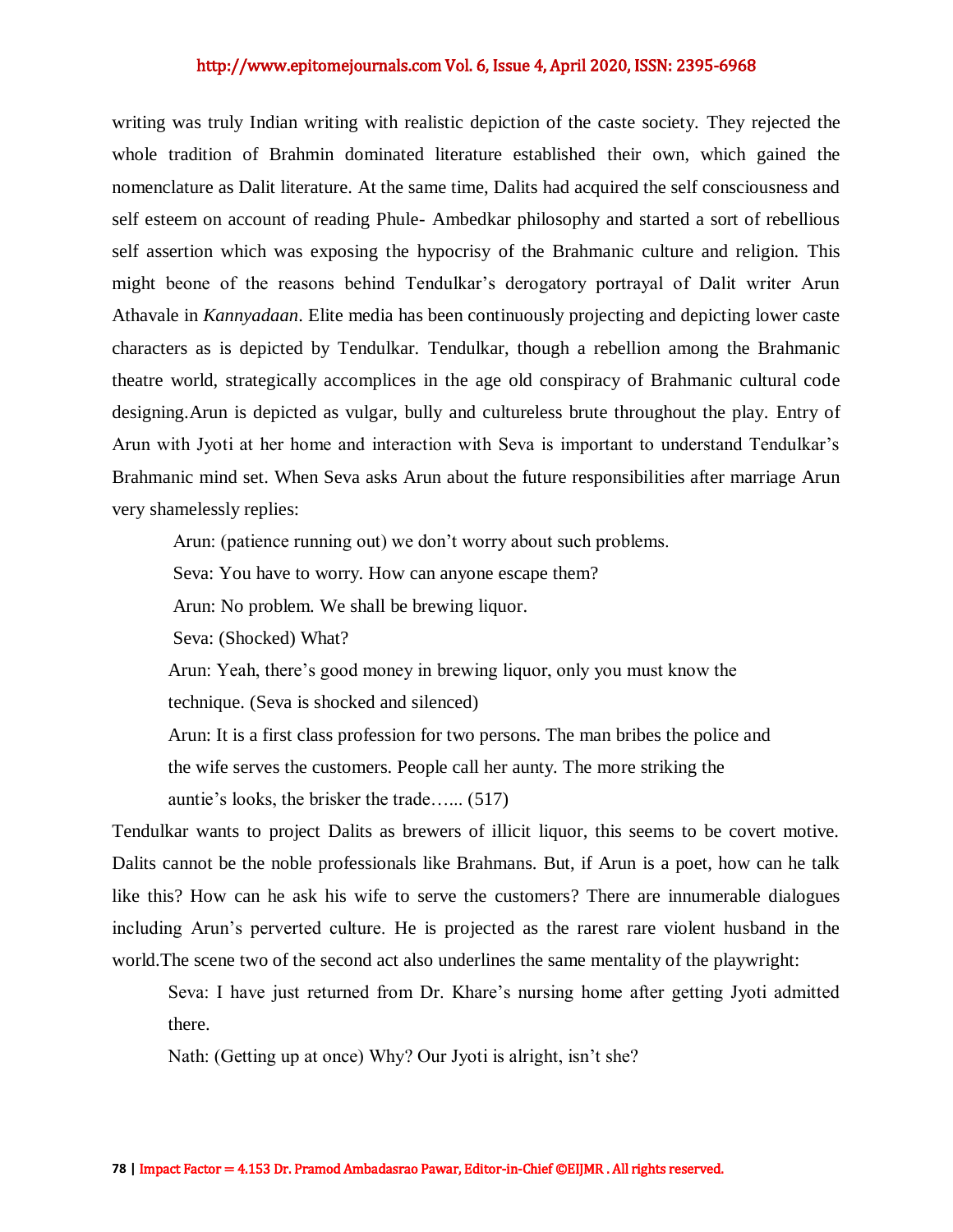writing was truly Indian writing with realistic depiction of the caste society. They rejected the whole tradition of Brahmin dominated literature established their own, which gained the nomenclature as Dalit literature. At the same time, Dalits had acquired the self consciousness and self esteem on account of reading Phule- Ambedkar philosophy and started a sort of rebellious self assertion which was exposing the hypocrisy of the Brahmanic culture and religion. This might beone of the reasons behind Tendulkar's derogatory portrayal of Dalit writer Arun Athavale in *Kannyadaan*. Elite media has been continuously projecting and depicting lower caste characters as is depicted by Tendulkar. Tendulkar, though a rebellion among the Brahmanic theatre world, strategically accomplices in the age old conspiracy of Brahmanic cultural code designing.Arun is depicted as vulgar, bully and cultureless brute throughout the play. Entry of Arun with Jyoti at her home and interaction with Seva is important to understand Tendulkar's Brahmanic mind set. When Seva asks Arun about the future responsibilities after marriage Arun very shamelessly replies:

> Arun: (patience running out) we don't worry about such problems.
>
> Seva: You have to worry. How can anyone escape them?
>
> Arun: No problem. We shall be brewing liquor.
>
> Seva: (Shocked) What?
>
> Arun: Yeah, there's good money in brewing liquor, only you must know the technique. (Seva is shocked and silenced)
>
> Arun: It is a first class profession for two persons. The man bribes the police and the wife serves the customers. People call her aunty. The more striking the auntie's looks, the brisker the trade…... (517)

Tendulkar wants to project Dalits as brewers of illicit liquor, this seems to be covert motive. Dalits cannot be the noble professionals like Brahmans. But, if Arun is a poet, how can he talk like this? How can he ask his wife to serve the customers? There are innumerable dialogues including Arun's perverted culture. He is projected as the rarest rare violent husband in the world.The scene two of the second act also underlines the same mentality of the playwright:

> Seva: I have just returned from Dr. Khare's nursing home after getting Jyoti admitted there.
>
> Nath: (Getting up at once) Why? Our Jyoti is alright, isn't she?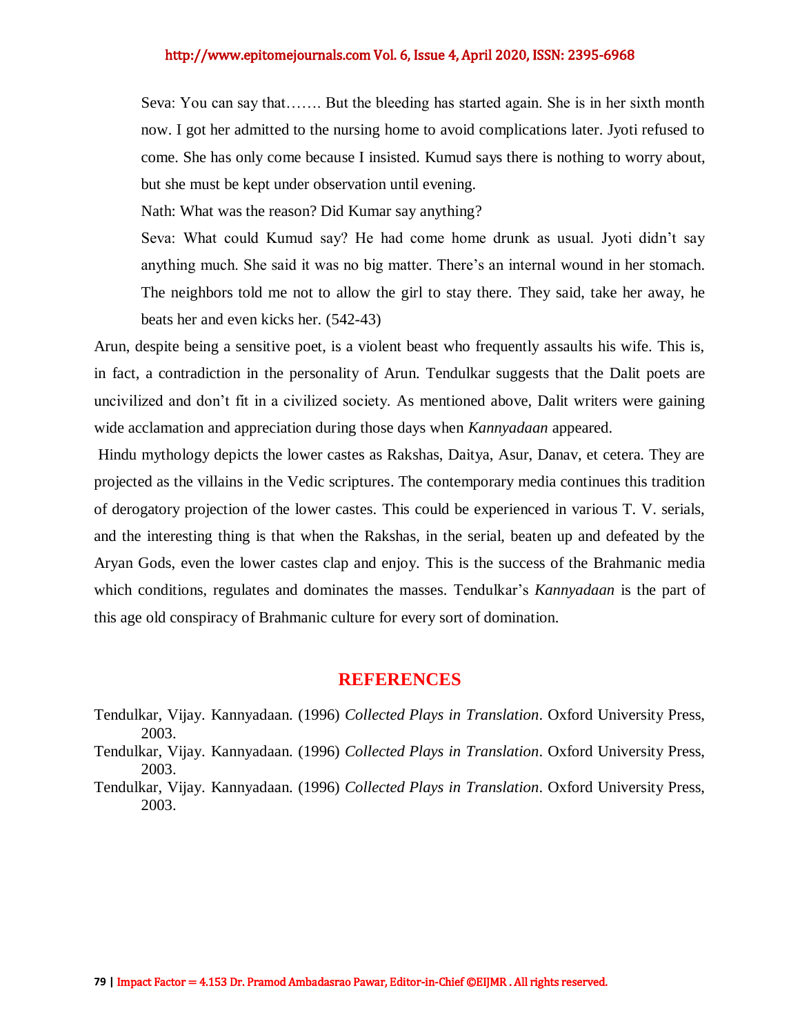Seva: You can say that……. But the bleeding has started again. She is in her sixth month now. I got her admitted to the nursing home to avoid complications later. Jyoti refused to come. She has only come because I insisted. Kumud says there is nothing to worry about, but she must be kept under observation until evening.

Nath: What was the reason? Did Kumar say anything?

Seva: What could Kumud say? He had come home drunk as usual. Jyoti didn't say anything much. She said it was no big matter. There's an internal wound in her stomach. The neighbors told me not to allow the girl to stay there. They said, take her away, he beats her and even kicks her. (542-43)

Arun, despite being a sensitive poet, is a violent beast who frequently assaults his wife. This is, in fact, a contradiction in the personality of Arun. Tendulkar suggests that the Dalit poets are uncivilized and don't fit in a civilized society. As mentioned above, Dalit writers were gaining wide acclamation and appreciation during those days when *Kannyadaan* appeared.

Hindu mythology depicts the lower castes as Rakshas, Daitya, Asur, Danav, et cetera. They are projected as the villains in the Vedic scriptures. The contemporary media continues this tradition of derogatory projection of the lower castes. This could be experienced in various T. V. serials, and the interesting thing is that when the Rakshas, in the serial, beaten up and defeated by the Aryan Gods, even the lower castes clap and enjoy. This is the success of the Brahmanic media which conditions, regulates and dominates the masses. Tendulkar's *Kannyadaan* is the part of this age old conspiracy of Brahmanic culture for every sort of domination.

## REFERENCES

Tendulkar, Vijay. Kannyadaan. (1996) *Collected Plays in Translation*. Oxford University Press, 2003.

Tendulkar, Vijay. Kannyadaan. (1996) *Collected Plays in Translation*. Oxford University Press, 2003.

Tendulkar, Vijay. Kannyadaan. (1996) *Collected Plays in Translation*. Oxford University Press, 2003.